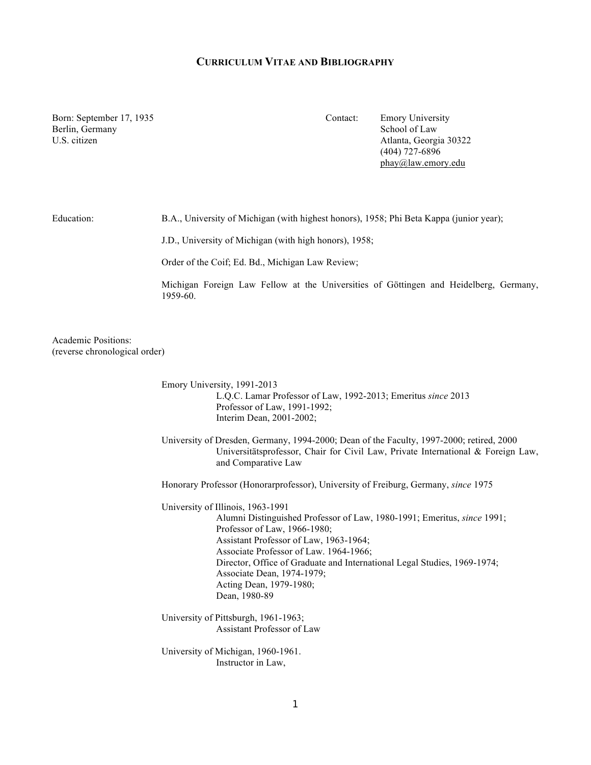# CURRICULUM VITAE AND BIBLIOGRAPHY

Born: September 17, 1935
Berlin, Germany
U.S. citizen

Contact: Emory University
School of Law
Atlanta, Georgia 30322
(404) 727-6896
phay@law.emory.edu

**Education:**

B.A., University of Michigan (with highest honors), 1958; Phi Beta Kappa (junior year);

J.D., University of Michigan (with high honors), 1958;

Order of the Coif; Ed. Bd., Michigan Law Review;

Michigan Foreign Law Fellow at the Universities of Göttingen and Heidelberg, Germany, 1959-60.

**Academic Positions:**
(reverse chronological order)

Emory University, 1991-2013
- L.Q.C. Lamar Professor of Law, 1992-2013; Emeritus *since* 2013
- Professor of Law, 1991-1992;
- Interim Dean, 2001-2002;

University of Dresden, Germany, 1994-2000; Dean of the Faculty, 1997-2000; retired, 2000
- Universitätsprofessor, Chair for Civil Law, Private International & Foreign Law, and Comparative Law

Honorary Professor (Honorarprofessor), University of Freiburg, Germany, *since* 1975

University of Illinois, 1963-1991
- Alumni Distinguished Professor of Law, 1980-1991; Emeritus, *since* 1991;
- Professor of Law, 1966-1980;
- Assistant Professor of Law, 1963-1964;
- Associate Professor of Law. 1964-1966;
- Director, Office of Graduate and International Legal Studies, 1969-1974;
- Associate Dean, 1974-1979;
- Acting Dean, 1979-1980;
- Dean, 1980-89

University of Pittsburgh, 1961-1963;
- Assistant Professor of Law

University of Michigan, 1960-1961.
- Instructor in Law,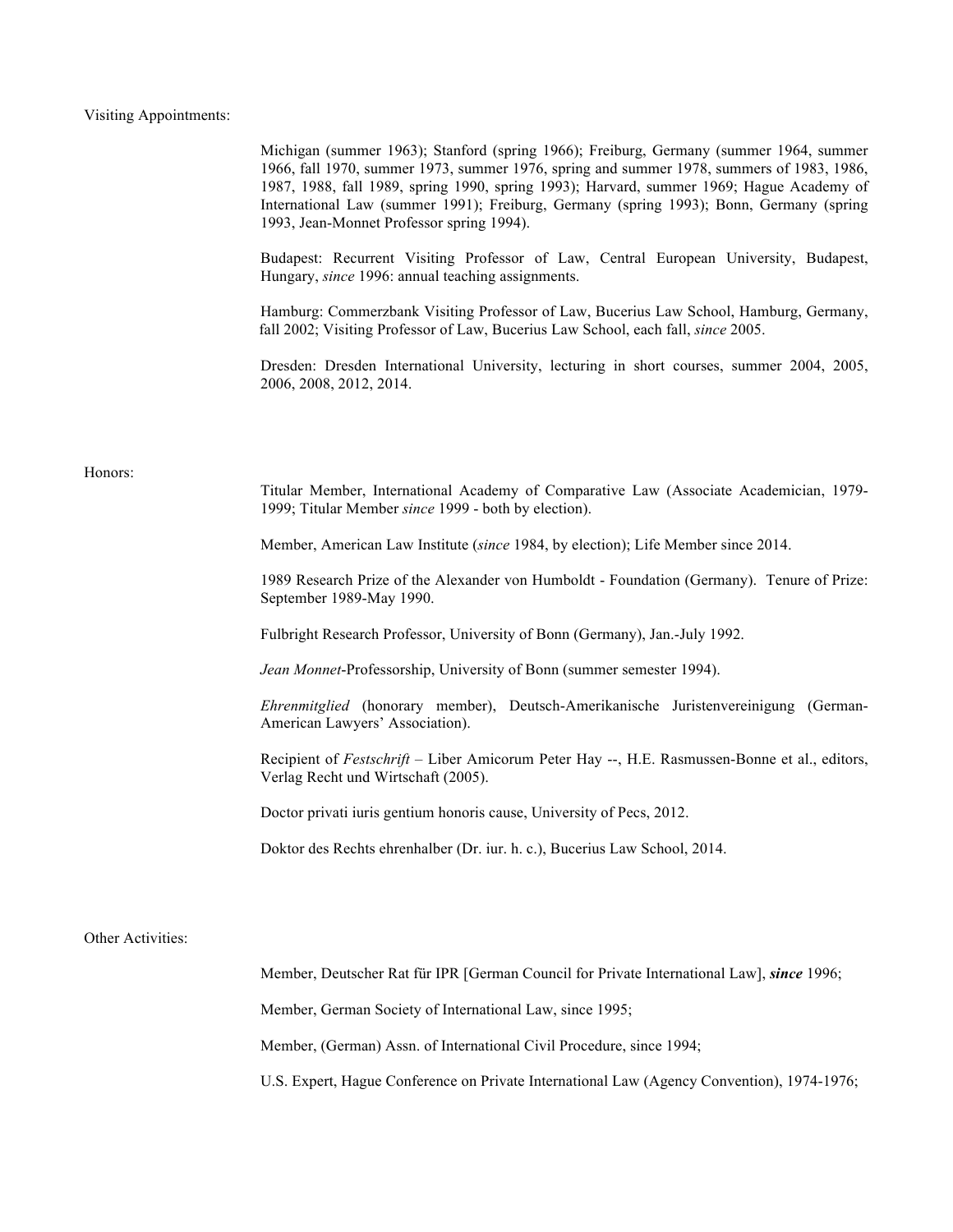## Visiting Appointments:

Michigan (summer 1963); Stanford (spring 1966); Freiburg, Germany (summer 1964, summer 1966, fall 1970, summer 1973, summer 1976, spring and summer 1978, summers of 1983, 1986, 1987, 1988, fall 1989, spring 1990, spring 1993); Harvard, summer 1969; Hague Academy of International Law (summer 1991); Freiburg, Germany (spring 1993); Bonn, Germany (spring 1993, Jean-Monnet Professor spring 1994).

Budapest: Recurrent Visiting Professor of Law, Central European University, Budapest, Hungary, *since* 1996: annual teaching assignments.

Hamburg: Commerzbank Visiting Professor of Law, Bucerius Law School, Hamburg, Germany, fall 2002; Visiting Professor of Law, Bucerius Law School, each fall, *since* 2005.

Dresden: Dresden International University, lecturing in short courses, summer 2004, 2005, 2006, 2008, 2012, 2014.

## Honors:

Titular Member, International Academy of Comparative Law (Associate Academician, 1979-1999; Titular Member *since* 1999 - both by election).

Member, American Law Institute (*since* 1984, by election); Life Member since 2014.

1989 Research Prize of the Alexander von Humboldt - Foundation (Germany). Tenure of Prize: September 1989-May 1990.

Fulbright Research Professor, University of Bonn (Germany), Jan.-July 1992.

*Jean Monnet*-Professorship, University of Bonn (summer semester 1994).

*Ehrenmitglied* (honorary member), Deutsch-Amerikanische Juristenvereinigung (German-American Lawyers' Association).

Recipient of *Festschrift* – Liber Amicorum Peter Hay --, H.E. Rasmussen-Bonne et al., editors, Verlag Recht und Wirtschaft (2005).

Doctor privati iuris gentium honoris cause, University of Pecs, 2012.

Doktor des Rechts ehrenhalber (Dr. iur. h. c.), Bucerius Law School, 2014.

## Other Activities:

Member, Deutscher Rat für IPR [German Council for Private International Law], ***since*** 1996;

Member, German Society of International Law, since 1995;

Member, (German) Assn. of International Civil Procedure, since 1994;

U.S. Expert, Hague Conference on Private International Law (Agency Convention), 1974-1976;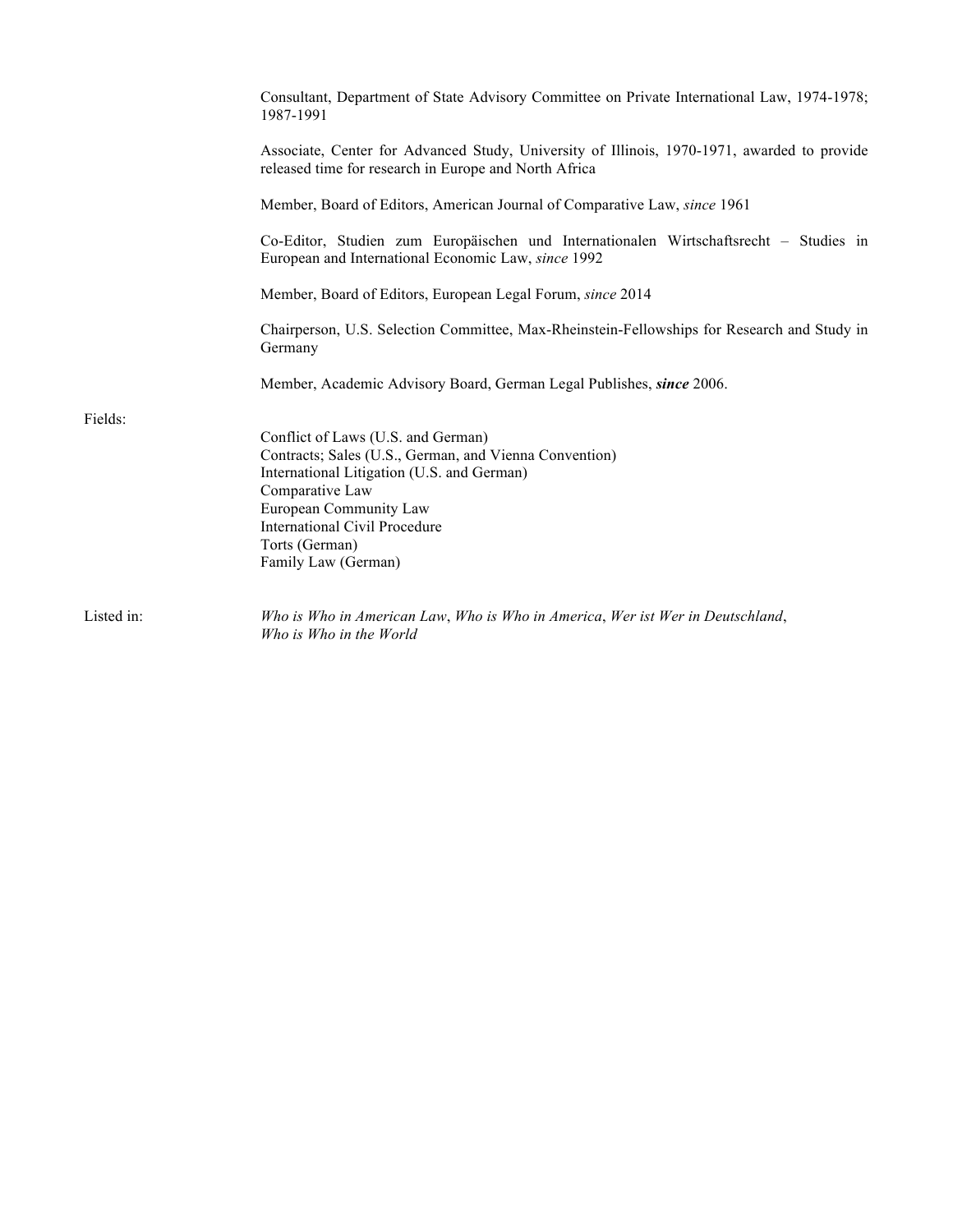Consultant, Department of State Advisory Committee on Private International Law, 1974-1978; 1987-1991

Associate, Center for Advanced Study, University of Illinois, 1970-1971, awarded to provide released time for research in Europe and North Africa

Member, Board of Editors, American Journal of Comparative Law, *since* 1961

Co-Editor, Studien zum Europäischen und Internationalen Wirtschaftsrecht – Studies in European and International Economic Law, *since* 1992

Member, Board of Editors, European Legal Forum, *since* 2014

Chairperson, U.S. Selection Committee, Max-Rheinstein-Fellowships for Research and Study in Germany

Member, Academic Advisory Board, German Legal Publishes, ***since*** 2006.

Fields:

Conflict of Laws (U.S. and German)
Contracts; Sales (U.S., German, and Vienna Convention)
International Litigation (U.S. and German)
Comparative Law
European Community Law
International Civil Procedure
Torts (German)
Family Law (German)

Listed in: *Who is Who in American Law*, *Who is Who in America*, *Wer ist Wer in Deutschland*, *Who is Who in the World*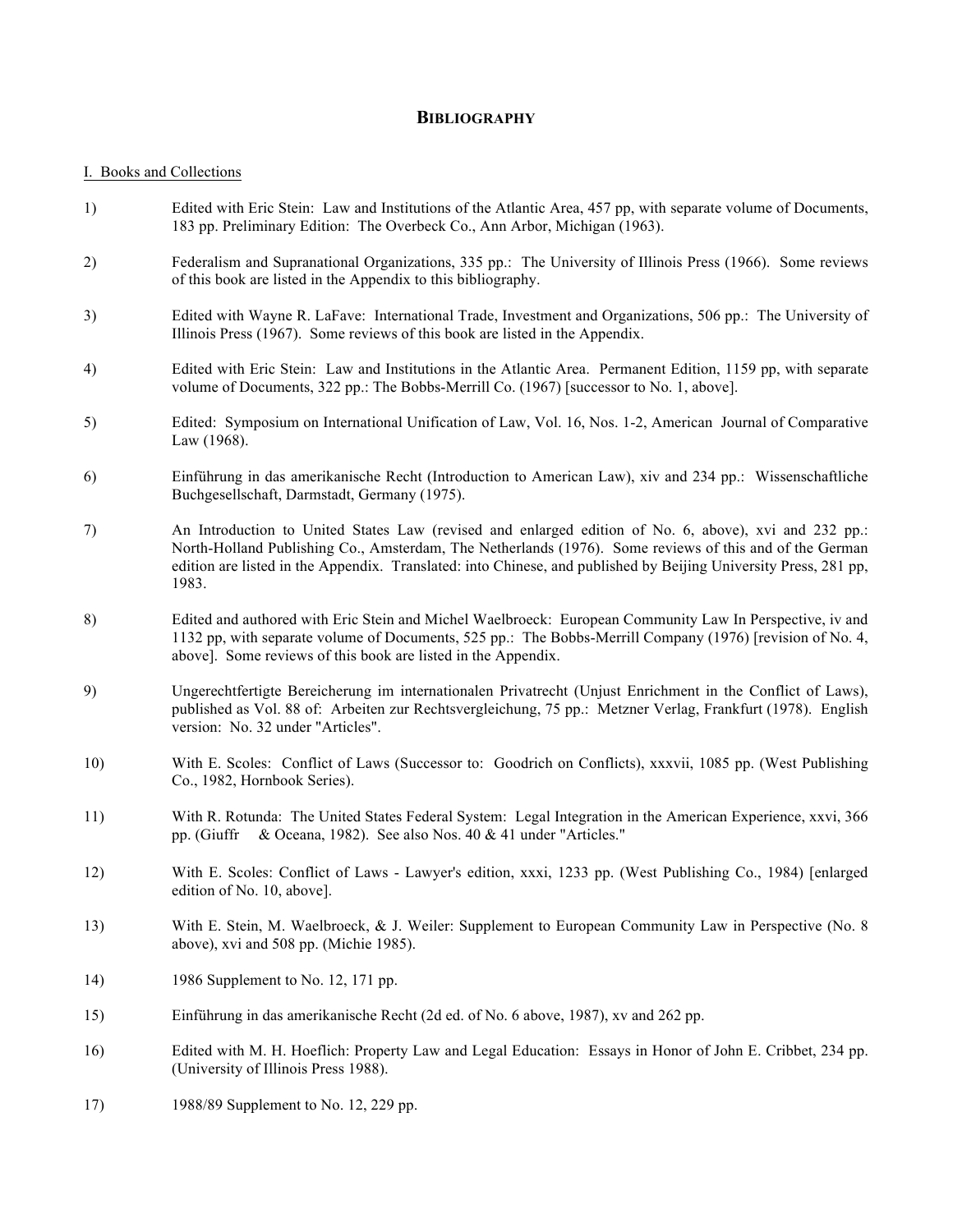# BIBLIOGRAPHY

I. Books and Collections

1) Edited with Eric Stein: Law and Institutions of the Atlantic Area, 457 pp, with separate volume of Documents, 183 pp. Preliminary Edition: The Overbeck Co., Ann Arbor, Michigan (1963).

2) Federalism and Supranational Organizations, 335 pp.: The University of Illinois Press (1966). Some reviews of this book are listed in the Appendix to this bibliography.

3) Edited with Wayne R. LaFave: International Trade, Investment and Organizations, 506 pp.: The University of Illinois Press (1967). Some reviews of this book are listed in the Appendix.

4) Edited with Eric Stein: Law and Institutions in the Atlantic Area. Permanent Edition, 1159 pp, with separate volume of Documents, 322 pp.: The Bobbs-Merrill Co. (1967) [successor to No. 1, above].

5) Edited: Symposium on International Unification of Law, Vol. 16, Nos. 1-2, American Journal of Comparative Law (1968).

6) Einführung in das amerikanische Recht (Introduction to American Law), xiv and 234 pp.: Wissenschaftliche Buchgesellschaft, Darmstadt, Germany (1975).

7) An Introduction to United States Law (revised and enlarged edition of No. 6, above), xvi and 232 pp.: North-Holland Publishing Co., Amsterdam, The Netherlands (1976). Some reviews of this and of the German edition are listed in the Appendix. Translated: into Chinese, and published by Beijing University Press, 281 pp, 1983.

8) Edited and authored with Eric Stein and Michel Waelbroeck: European Community Law In Perspective, iv and 1132 pp, with separate volume of Documents, 525 pp.: The Bobbs-Merrill Company (1976) [revision of No. 4, above]. Some reviews of this book are listed in the Appendix.

9) Ungerechtfertigte Bereicherung im internationalen Privatrecht (Unjust Enrichment in the Conflict of Laws), published as Vol. 88 of: Arbeiten zur Rechtsvergleichung, 75 pp.: Metzner Verlag, Frankfurt (1978). English version: No. 32 under "Articles".

10) With E. Scoles: Conflict of Laws (Successor to: Goodrich on Conflicts), xxxvii, 1085 pp. (West Publishing Co., 1982, Hornbook Series).

11) With R. Rotunda: The United States Federal System: Legal Integration in the American Experience, xxvi, 366 pp. (Giuffr & Oceana, 1982). See also Nos. 40 & 41 under "Articles."

12) With E. Scoles: Conflict of Laws - Lawyer's edition, xxxi, 1233 pp. (West Publishing Co., 1984) [enlarged edition of No. 10, above].

13) With E. Stein, M. Waelbroeck, & J. Weiler: Supplement to European Community Law in Perspective (No. 8 above), xvi and 508 pp. (Michie 1985).

14) 1986 Supplement to No. 12, 171 pp.

15) Einführung in das amerikanische Recht (2d ed. of No. 6 above, 1987), xv and 262 pp.

16) Edited with M. H. Hoeflich: Property Law and Legal Education: Essays in Honor of John E. Cribbet, 234 pp. (University of Illinois Press 1988).

17) 1988/89 Supplement to No. 12, 229 pp.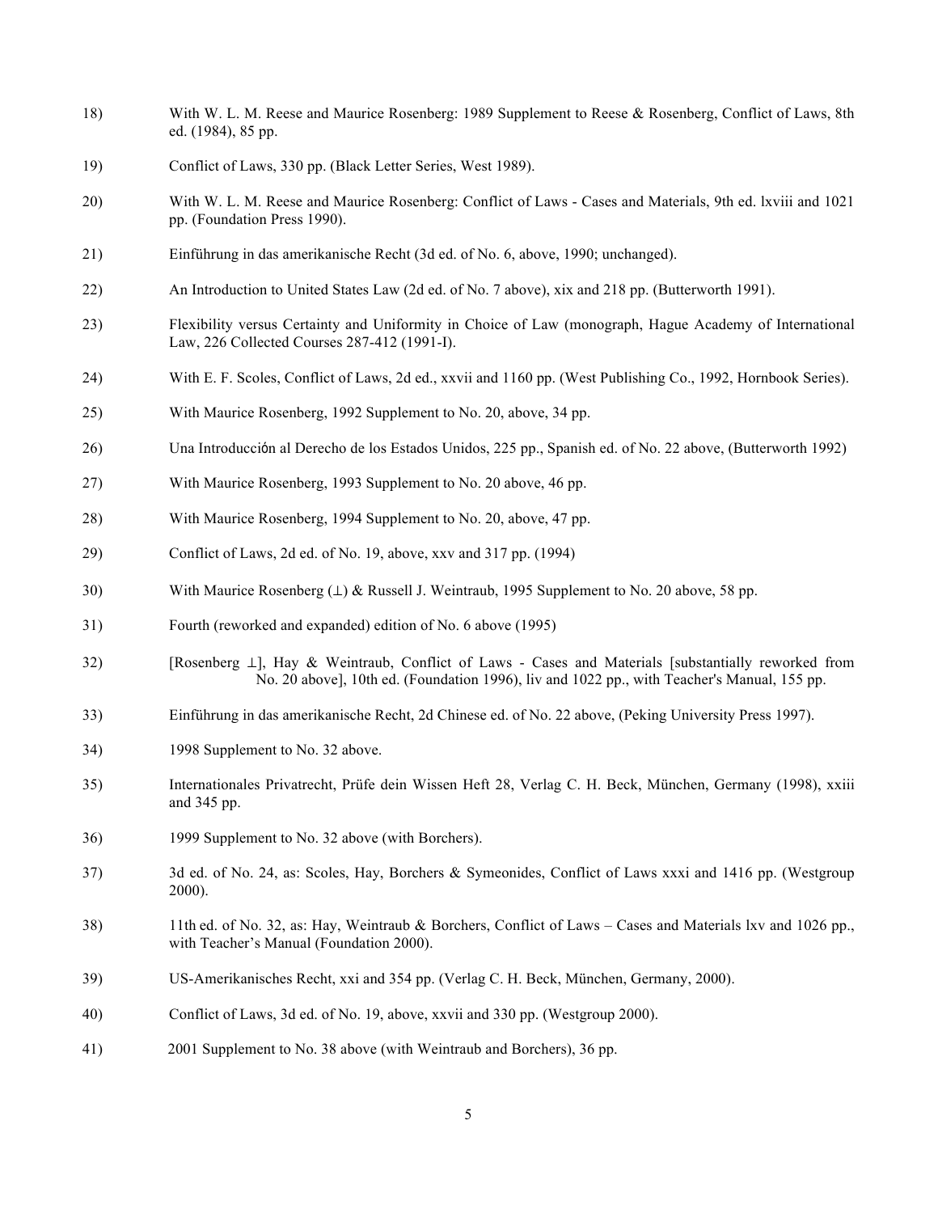18) With W. L. M. Reese and Maurice Rosenberg: 1989 Supplement to Reese & Rosenberg, Conflict of Laws, 8th ed. (1984), 85 pp.

19) Conflict of Laws, 330 pp. (Black Letter Series, West 1989).

20) With W. L. M. Reese and Maurice Rosenberg: Conflict of Laws - Cases and Materials, 9th ed. lxviii and 1021 pp. (Foundation Press 1990).

21) Einführung in das amerikanische Recht (3d ed. of No. 6, above, 1990; unchanged).

22) An Introduction to United States Law (2d ed. of No. 7 above), xix and 218 pp. (Butterworth 1991).

23) Flexibility versus Certainty and Uniformity in Choice of Law (monograph, Hague Academy of International Law, 226 Collected Courses 287-412 (1991-I).

24) With E. F. Scoles, Conflict of Laws, 2d ed., xxvii and 1160 pp. (West Publishing Co., 1992, Hornbook Series).

25) With Maurice Rosenberg, 1992 Supplement to No. 20, above, 34 pp.

26) Una Introducción al Derecho de los Estados Unidos, 225 pp., Spanish ed. of No. 22 above, (Butterworth 1992)

27) With Maurice Rosenberg, 1993 Supplement to No. 20 above, 46 pp.

28) With Maurice Rosenberg, 1994 Supplement to No. 20, above, 47 pp.

29) Conflict of Laws, 2d ed. of No. 19, above, xxv and 317 pp. (1994)

30) With Maurice Rosenberg (⊥) & Russell J. Weintraub, 1995 Supplement to No. 20 above, 58 pp.

31) Fourth (reworked and expanded) edition of No. 6 above (1995)

32) [Rosenberg ⊥], Hay & Weintraub, Conflict of Laws - Cases and Materials [substantially reworked from No. 20 above], 10th ed. (Foundation 1996), liv and 1022 pp., with Teacher's Manual, 155 pp.

33) Einführung in das amerikanische Recht, 2d Chinese ed. of No. 22 above, (Peking University Press 1997).

34) 1998 Supplement to No. 32 above.

35) Internationales Privatrecht, Prüfe dein Wissen Heft 28, Verlag C. H. Beck, München, Germany (1998), xxiii and 345 pp.

36) 1999 Supplement to No. 32 above (with Borchers).

37) 3d ed. of No. 24, as: Scoles, Hay, Borchers & Symeonides, Conflict of Laws xxxi and 1416 pp. (Westgroup 2000).

38) 11th ed. of No. 32, as: Hay, Weintraub & Borchers, Conflict of Laws – Cases and Materials lxv and 1026 pp., with Teacher's Manual (Foundation 2000).

39) US-Amerikanisches Recht, xxi and 354 pp. (Verlag C. H. Beck, München, Germany, 2000).

40) Conflict of Laws, 3d ed. of No. 19, above, xxvii and 330 pp. (Westgroup 2000).

41) 2001 Supplement to No. 38 above (with Weintraub and Borchers), 36 pp.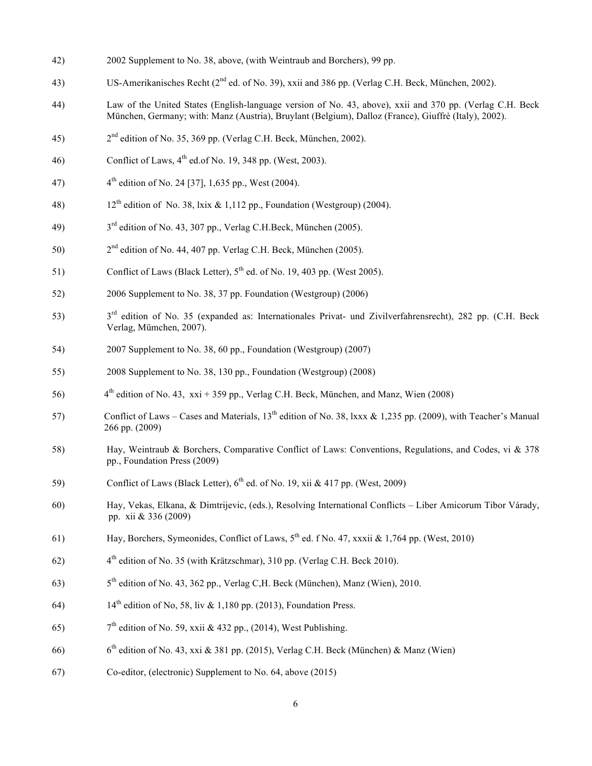42) 2002 Supplement to No. 38, above, (with Weintraub and Borchers), 99 pp.

43) US-Amerikanisches Recht (2nd ed. of No. 39), xxii and 386 pp. (Verlag C.H. Beck, München, 2002).

44) Law of the United States (English-language version of No. 43, above), xxii and 370 pp. (Verlag C.H. Beck München, Germany; with: Manz (Austria), Bruylant (Belgium), Dalloz (France), Giuffrè (Italy), 2002).

45) 2nd edition of No. 35, 369 pp. (Verlag C.H. Beck, München, 2002).

46) Conflict of Laws, 4th ed.of No. 19, 348 pp. (West, 2003).

47) 4th edition of No. 24 [37], 1,635 pp., West (2004).

48) 12th edition of No. 38, lxix & 1,112 pp., Foundation (Westgroup) (2004).

49) 3rd edition of No. 43, 307 pp., Verlag C.H.Beck, München (2005).

50) 2nd edition of No. 44, 407 pp. Verlag C.H. Beck, München (2005).

51) Conflict of Laws (Black Letter), 5th ed. of No. 19, 403 pp. (West 2005).

52) 2006 Supplement to No. 38, 37 pp. Foundation (Westgroup) (2006)

53) 3rd edition of No. 35 (expanded as: Internationales Privat- und Zivilverfahrensrecht), 282 pp. (C.H. Beck Verlag, Mümchen, 2007).

54) 2007 Supplement to No. 38, 60 pp., Foundation (Westgroup) (2007)

55) 2008 Supplement to No. 38, 130 pp., Foundation (Westgroup) (2008)

56) 4th edition of No. 43, xxi + 359 pp., Verlag C.H. Beck, München, and Manz, Wien (2008)

57) Conflict of Laws – Cases and Materials, 13th edition of No. 38, lxxx & 1,235 pp. (2009), with Teacher's Manual 266 pp. (2009)

58) Hay, Weintraub & Borchers, Comparative Conflict of Laws: Conventions, Regulations, and Codes, vi & 378 pp., Foundation Press (2009)

59) Conflict of Laws (Black Letter), 6th ed. of No. 19, xii & 417 pp. (West, 2009)

60) Hay, Vekas, Elkana, & Dimtrijevic, (eds.), Resolving International Conflicts – Liber Amicorum Tibor Várady, pp. xii & 336 (2009)

61) Hay, Borchers, Symeonides, Conflict of Laws, 5th ed. f No. 47, xxxii & 1,764 pp. (West, 2010)

62) 4th edition of No. 35 (with Krätzschmar), 310 pp. (Verlag C.H. Beck 2010).

63) 5th edition of No. 43, 362 pp., Verlag C,H. Beck (München), Manz (Wien), 2010.

64) 14th edition of No, 58, liv & 1,180 pp. (2013), Foundation Press.

65) 7th edition of No. 59, xxii & 432 pp., (2014), West Publishing.

66) 6th edition of No. 43, xxi & 381 pp. (2015), Verlag C.H. Beck (München) & Manz (Wien)

67) Co-editor, (electronic) Supplement to No. 64, above (2015)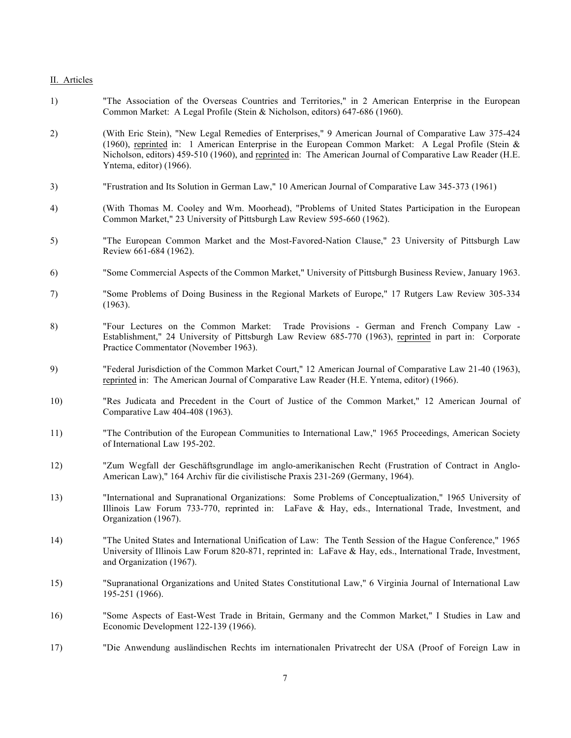II. Articles

1) "The Association of the Overseas Countries and Territories," in 2 American Enterprise in the European Common Market: A Legal Profile (Stein & Nicholson, editors) 647-686 (1960).

2) (With Eric Stein), "New Legal Remedies of Enterprises," 9 American Journal of Comparative Law 375-424 (1960), reprinted in: 1 American Enterprise in the European Common Market: A Legal Profile (Stein & Nicholson, editors) 459-510 (1960), and reprinted in: The American Journal of Comparative Law Reader (H.E. Yntema, editor) (1966).

3) "Frustration and Its Solution in German Law," 10 American Journal of Comparative Law 345-373 (1961)

4) (With Thomas M. Cooley and Wm. Moorhead), "Problems of United States Participation in the European Common Market," 23 University of Pittsburgh Law Review 595-660 (1962).

5) "The European Common Market and the Most-Favored-Nation Clause," 23 University of Pittsburgh Law Review 661-684 (1962).

6) "Some Commercial Aspects of the Common Market," University of Pittsburgh Business Review, January 1963.

7) "Some Problems of Doing Business in the Regional Markets of Europe," 17 Rutgers Law Review 305-334 (1963).

8) "Four Lectures on the Common Market: Trade Provisions - German and French Company Law - Establishment," 24 University of Pittsburgh Law Review 685-770 (1963), reprinted in part in: Corporate Practice Commentator (November 1963).

9) "Federal Jurisdiction of the Common Market Court," 12 American Journal of Comparative Law 21-40 (1963), reprinted in: The American Journal of Comparative Law Reader (H.E. Yntema, editor) (1966).

10) "Res Judicata and Precedent in the Court of Justice of the Common Market," 12 American Journal of Comparative Law 404-408 (1963).

11) "The Contribution of the European Communities to International Law," 1965 Proceedings, American Society of International Law 195-202.

12) "Zum Wegfall der Geschäftsgrundlage im anglo-amerikanischen Recht (Frustration of Contract in Anglo-American Law)," 164 Archiv für die civilistische Praxis 231-269 (Germany, 1964).

13) "International and Supranational Organizations: Some Problems of Conceptualization," 1965 University of Illinois Law Forum 733-770, reprinted in: LaFave & Hay, eds., International Trade, Investment, and Organization (1967).

14) "The United States and International Unification of Law: The Tenth Session of the Hague Conference," 1965 University of Illinois Law Forum 820-871, reprinted in: LaFave & Hay, eds., International Trade, Investment, and Organization (1967).

15) "Supranational Organizations and United States Constitutional Law," 6 Virginia Journal of International Law 195-251 (1966).

16) "Some Aspects of East-West Trade in Britain, Germany and the Common Market," I Studies in Law and Economic Development 122-139 (1966).

17) "Die Anwendung ausländischen Rechts im internationalen Privatrecht der USA (Proof of Foreign Law in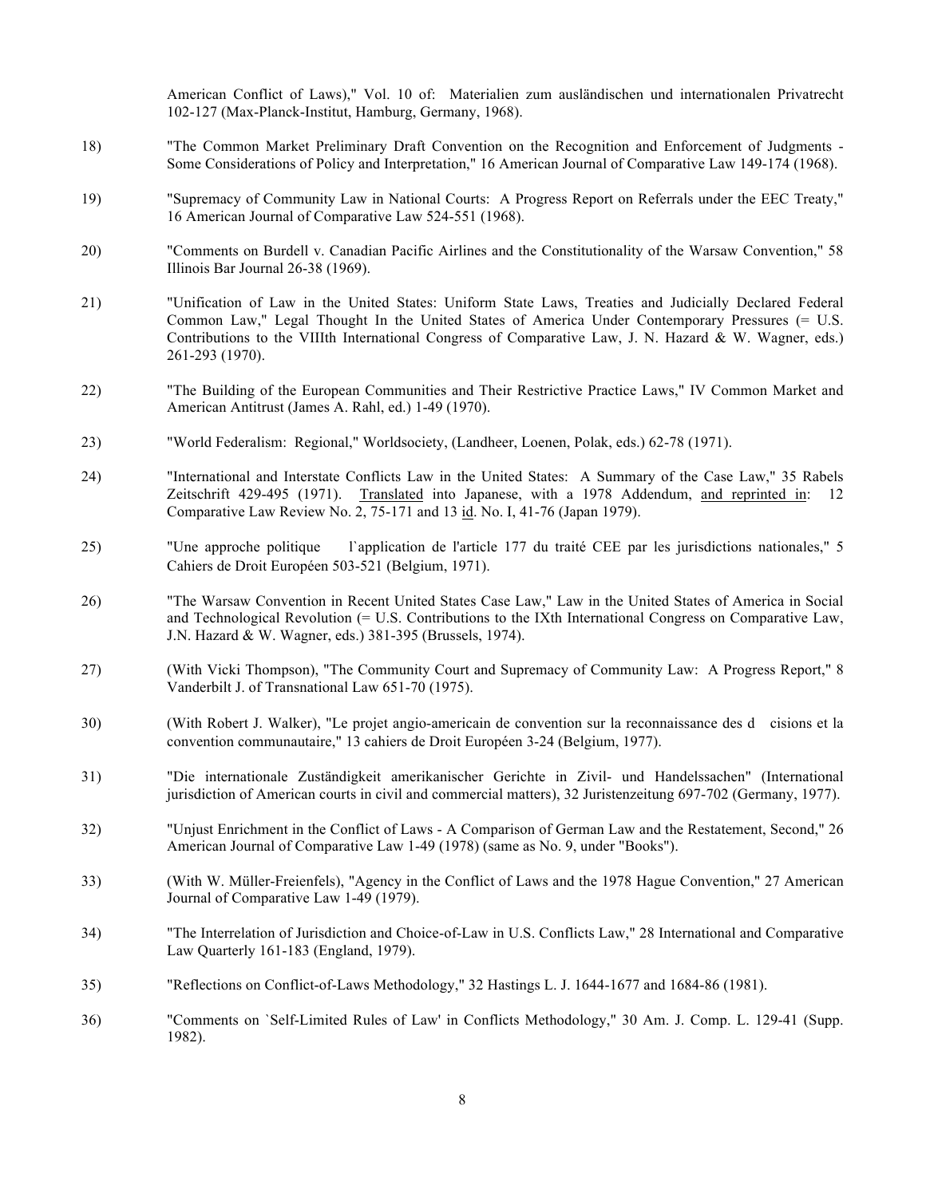American Conflict of Laws)," Vol. 10 of: Materialien zum ausländischen und internationalen Privatrecht 102-127 (Max-Planck-Institut, Hamburg, Germany, 1968).

18) "The Common Market Preliminary Draft Convention on the Recognition and Enforcement of Judgments - Some Considerations of Policy and Interpretation," 16 American Journal of Comparative Law 149-174 (1968).

19) "Supremacy of Community Law in National Courts: A Progress Report on Referrals under the EEC Treaty," 16 American Journal of Comparative Law 524-551 (1968).

20) "Comments on Burdell v. Canadian Pacific Airlines and the Constitutionality of the Warsaw Convention," 58 Illinois Bar Journal 26-38 (1969).

21) "Unification of Law in the United States: Uniform State Laws, Treaties and Judicially Declared Federal Common Law," Legal Thought In the United States of America Under Contemporary Pressures (= U.S. Contributions to the VIIIth International Congress of Comparative Law, J. N. Hazard & W. Wagner, eds.) 261-293 (1970).

22) "The Building of the European Communities and Their Restrictive Practice Laws," IV Common Market and American Antitrust (James A. Rahl, ed.) 1-49 (1970).

23) "World Federalism: Regional," Worldsociety, (Landheer, Loenen, Polak, eds.) 62-78 (1971).

24) "International and Interstate Conflicts Law in the United States: A Summary of the Case Law," 35 Rabels Zeitschrift 429-495 (1971). Translated into Japanese, with a 1978 Addendum, and reprinted in: 12 Comparative Law Review No. 2, 75-171 and 13 id. No. I, 41-76 (Japan 1979).

25) "Une approche politique l`application de l'article 177 du traité CEE par les jurisdictions nationales," 5 Cahiers de Droit Européen 503-521 (Belgium, 1971).

26) "The Warsaw Convention in Recent United States Case Law," Law in the United States of America in Social and Technological Revolution (= U.S. Contributions to the IXth International Congress on Comparative Law, J.N. Hazard & W. Wagner, eds.) 381-395 (Brussels, 1974).

27) (With Vicki Thompson), "The Community Court and Supremacy of Community Law: A Progress Report," 8 Vanderbilt J. of Transnational Law 651-70 (1975).

30) (With Robert J. Walker), "Le projet angio-americain de convention sur la reconnaissance des d cisions et la convention communautaire," 13 cahiers de Droit Européen 3-24 (Belgium, 1977).

31) "Die internationale Zuständigkeit amerikanischer Gerichte in Zivil- und Handelssachen" (International jurisdiction of American courts in civil and commercial matters), 32 Juristenzeitung 697-702 (Germany, 1977).

32) "Unjust Enrichment in the Conflict of Laws - A Comparison of German Law and the Restatement, Second," 26 American Journal of Comparative Law 1-49 (1978) (same as No. 9, under "Books").

33) (With W. Müller-Freienfels), "Agency in the Conflict of Laws and the 1978 Hague Convention," 27 American Journal of Comparative Law 1-49 (1979).

34) "The Interrelation of Jurisdiction and Choice-of-Law in U.S. Conflicts Law," 28 International and Comparative Law Quarterly 161-183 (England, 1979).

35) "Reflections on Conflict-of-Laws Methodology," 32 Hastings L. J. 1644-1677 and 1684-86 (1981).

36) "Comments on `Self-Limited Rules of Law' in Conflicts Methodology," 30 Am. J. Comp. L. 129-41 (Supp. 1982).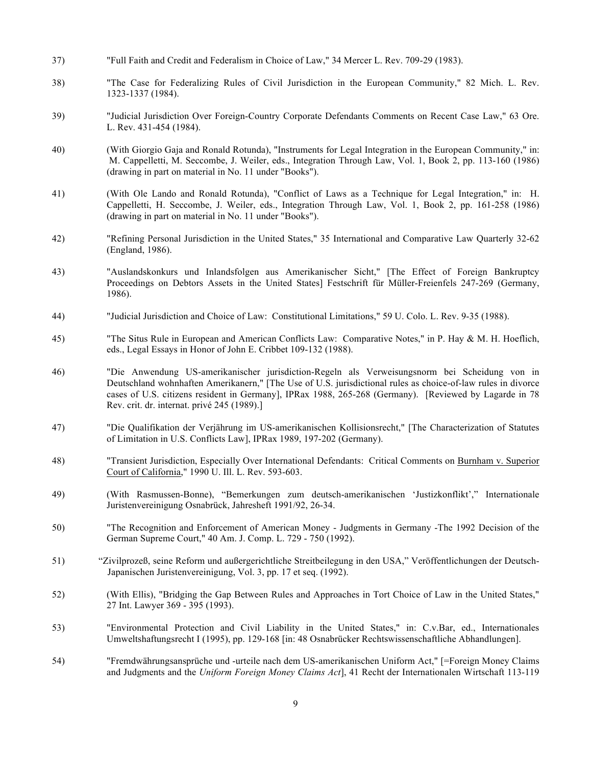37) "Full Faith and Credit and Federalism in Choice of Law," 34 Mercer L. Rev. 709-29 (1983).

38) "The Case for Federalizing Rules of Civil Jurisdiction in the European Community," 82 Mich. L. Rev. 1323-1337 (1984).

39) "Judicial Jurisdiction Over Foreign-Country Corporate Defendants Comments on Recent Case Law," 63 Ore. L. Rev. 431-454 (1984).

40) (With Giorgio Gaja and Ronald Rotunda), "Instruments for Legal Integration in the European Community," in: M. Cappelletti, M. Seccombe, J. Weiler, eds., Integration Through Law, Vol. 1, Book 2, pp. 113-160 (1986) (drawing in part on material in No. 11 under "Books").

41) (With Ole Lando and Ronald Rotunda), "Conflict of Laws as a Technique for Legal Integration," in: H. Cappelletti, H. Seccombe, J. Weiler, eds., Integration Through Law, Vol. 1, Book 2, pp. 161-258 (1986) (drawing in part on material in No. 11 under "Books").

42) "Refining Personal Jurisdiction in the United States," 35 International and Comparative Law Quarterly 32-62 (England, 1986).

43) "Auslandskonkurs und Inlandsfolgen aus Amerikanischer Sicht," [The Effect of Foreign Bankruptcy Proceedings on Debtors Assets in the United States] Festschrift für Müller-Freienfels 247-269 (Germany, 1986).

44) "Judicial Jurisdiction and Choice of Law: Constitutional Limitations," 59 U. Colo. L. Rev. 9-35 (1988).

45) "The Situs Rule in European and American Conflicts Law: Comparative Notes," in P. Hay & M. H. Hoeflich, eds., Legal Essays in Honor of John E. Cribbet 109-132 (1988).

46) "Die Anwendung US-amerikanischer jurisdiction-Regeln als Verweisungsnorm bei Scheidung von in Deutschland wohnhaften Amerikanern," [The Use of U.S. jurisdictional rules as choice-of-law rules in divorce cases of U.S. citizens resident in Germany], IPRax 1988, 265-268 (Germany). [Reviewed by Lagarde in 78 Rev. crit. dr. internat. privé 245 (1989).]

47) "Die Qualifikation der Verjährung im US-amerikanischen Kollisionsrecht," [The Characterization of Statutes of Limitation in U.S. Conflicts Law], IPRax 1989, 197-202 (Germany).

48) "Transient Jurisdiction, Especially Over International Defendants: Critical Comments on Burnham v. Superior Court of California," 1990 U. Ill. L. Rev. 593-603.

49) (With Rasmussen-Bonne), "Bemerkungen zum deutsch-amerikanischen 'Justizkonflikt'," Internationale Juristenvereinigung Osnabrück, Jahresheft 1991/92, 26-34.

50) "The Recognition and Enforcement of American Money - Judgments in Germany -The 1992 Decision of the German Supreme Court," 40 Am. J. Comp. L. 729 - 750 (1992).

51) "Zivilprozeß, seine Reform und außergerichtliche Streitbeilegung in den USA," Veröffentlichungen der Deutsch-Japanischen Juristenvereinigung, Vol. 3, pp. 17 et seq. (1992).

52) (With Ellis), "Bridging the Gap Between Rules and Approaches in Tort Choice of Law in the United States," 27 Int. Lawyer 369 - 395 (1993).

53) "Environmental Protection and Civil Liability in the United States," in: C.v.Bar, ed., Internationales Umweltshaftungsrecht I (1995), pp. 129-168 [in: 48 Osnabrücker Rechtswissenschaftliche Abhandlungen].

54) "Fremdwährungsansprüche und -urteile nach dem US-amerikanischen Uniform Act," [=Foreign Money Claims and Judgments and the *Uniform Foreign Money Claims Act*], 41 Recht der Internationalen Wirtschaft 113-119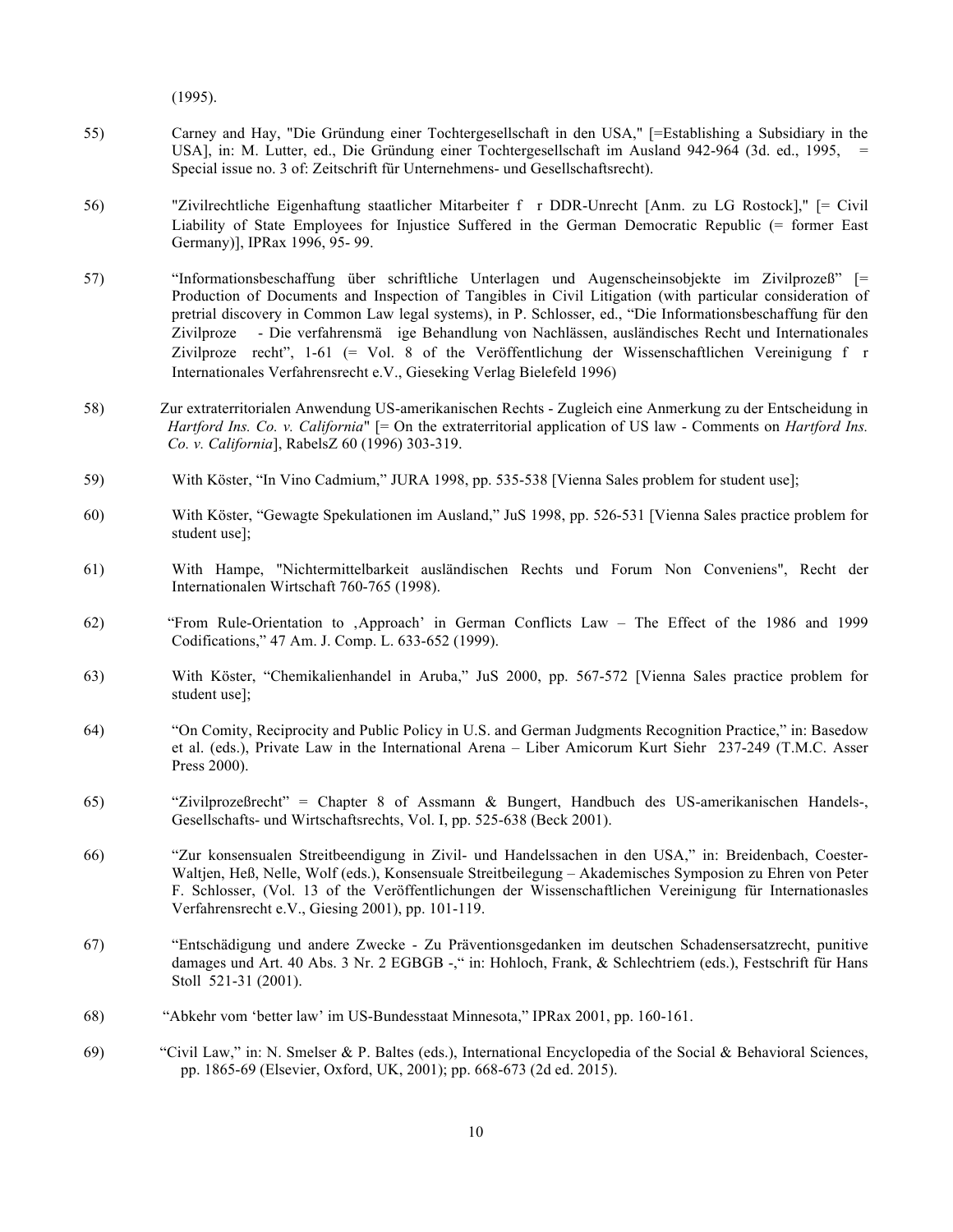(1995).

55) Carney and Hay, "Die Gründung einer Tochtergesellschaft in den USA," [=Establishing a Subsidiary in the USA], in: M. Lutter, ed., Die Gründung einer Tochtergesellschaft im Ausland 942-964 (3d. ed., 1995, = Special issue no. 3 of: Zeitschrift für Unternehmens- und Gesellschaftsrecht).

56) "Zivilrechtliche Eigenhaftung staatlicher Mitarbeiter f r DDR-Unrecht [Anm. zu LG Rostock]," [= Civil Liability of State Employees for Injustice Suffered in the German Democratic Republic (= former East Germany)], IPRax 1996, 95- 99.

57) “Informationsbeschaffung über schriftliche Unterlagen und Augenscheinsobjekte im Zivilprozeß” [= Production of Documents and Inspection of Tangibles in Civil Litigation (with particular consideration of pretrial discovery in Common Law legal systems), in P. Schlosser, ed., “Die Informationsbeschaffung für den Zivilproze - Die verfahrensmä ige Behandlung von Nachlässen, ausländisches Recht und Internationales Zivilproze recht”, 1-61 (= Vol. 8 of the Veröffentlichung der Wissenschaftlichen Vereinigung f r Internationales Verfahrensrecht e.V., Gieseking Verlag Bielefeld 1996)

58) Zur extraterritorialen Anwendung US-amerikanischen Rechts - Zugleich eine Anmerkung zu der Entscheidung in *Hartford Ins. Co. v. California*" [= On the extraterritorial application of US law - Comments on *Hartford Ins. Co. v. California*], RabelsZ 60 (1996) 303-319.

59) With Köster, “In Vino Cadmium,” JURA 1998, pp. 535-538 [Vienna Sales problem for student use];

60) With Köster, “Gewagte Spekulationen im Ausland,” JuS 1998, pp. 526-531 [Vienna Sales practice problem for student use];

61) With Hampe, "Nichtermittelbarkeit ausländischen Rechts und Forum Non Conveniens", Recht der Internationalen Wirtschaft 760-765 (1998).

62) “From Rule-Orientation to ‚Approach’ in German Conflicts Law – The Effect of the 1986 and 1999 Codifications,” 47 Am. J. Comp. L. 633-652 (1999).

63) With Köster, “Chemikalienhandel in Aruba,” JuS 2000, pp. 567-572 [Vienna Sales practice problem for student use];

64) “On Comity, Reciprocity and Public Policy in U.S. and German Judgments Recognition Practice,” in: Basedow et al. (eds.), Private Law in the International Arena – Liber Amicorum Kurt Siehr 237-249 (T.M.C. Asser Press 2000).

65) “Zivilprozeßrecht” = Chapter 8 of Assmann & Bungert, Handbuch des US-amerikanischen Handels-, Gesellschafts- und Wirtschaftsrechts, Vol. I, pp. 525-638 (Beck 2001).

66) “Zur konsensualen Streitbeendigung in Zivil- und Handelssachen in den USA,” in: Breidenbach, Coester-Waltjen, Heß, Nelle, Wolf (eds.), Konsensuale Streitbeilegung – Akademisches Symposion zu Ehren von Peter F. Schlosser, (Vol. 13 of the Veröffentlichungen der Wissenschaftlichen Vereinigung für Internationasles Verfahrensrecht e.V., Giesing 2001), pp. 101-119.

67) “Entschädigung und andere Zwecke - Zu Präventionsgedanken im deutschen Schadensersatzrecht, punitive damages und Art. 40 Abs. 3 Nr. 2 EGBGB -,“ in: Hohloch, Frank, & Schlechtriem (eds.), Festschrift für Hans Stoll 521-31 (2001).

68) “Abkehr vom ‘better law’ im US-Bundesstaat Minnesota,” IPRax 2001, pp. 160-161.

69) “Civil Law,” in: N. Smelser & P. Baltes (eds.), International Encyclopedia of the Social & Behavioral Sciences, pp. 1865-69 (Elsevier, Oxford, UK, 2001); pp. 668-673 (2d ed. 2015).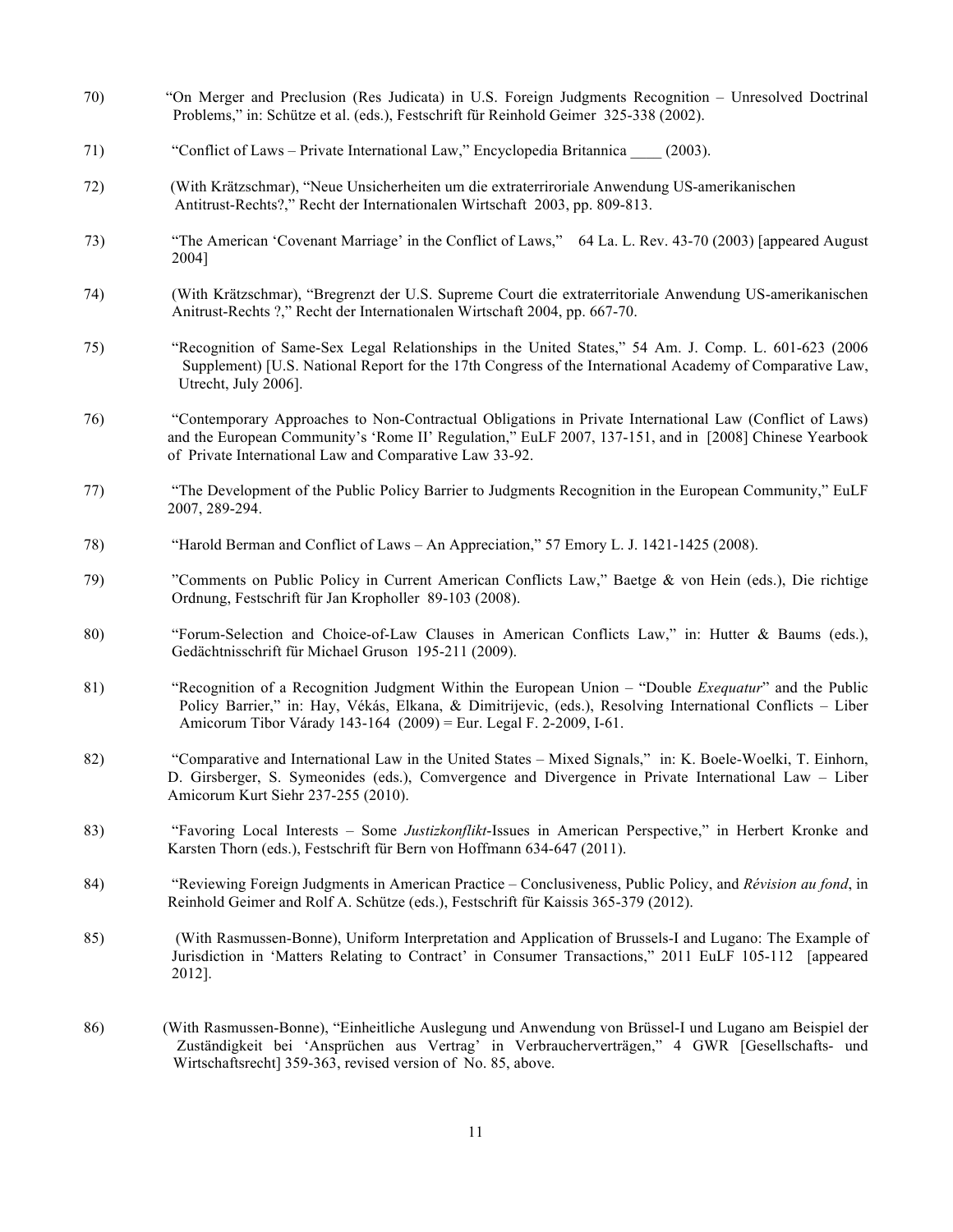70) "On Merger and Preclusion (Res Judicata) in U.S. Foreign Judgments Recognition – Unresolved Doctrinal Problems," in: Schütze et al. (eds.), Festschrift für Reinhold Geimer 325-338 (2002).

71) "Conflict of Laws – Private International Law," Encyclopedia Britannica ____ (2003).

72) (With Krätzschmar), "Neue Unsicherheiten um die extraterrirorliale Anwendung US-amerikanischen Antitrust-Rechts?," Recht der Internationalen Wirtschaft 2003, pp. 809-813.

73) "The American 'Covenant Marriage' in the Conflict of Laws," 64 La. L. Rev. 43-70 (2003) [appeared August 2004]

74) (With Krätzschmar), "Bregrenzt der U.S. Supreme Court die extraterritoriale Anwendung US-amerikanischen Anitrust-Rechts ?," Recht der Internationalen Wirtschaft 2004, pp. 667-70.

75) "Recognition of Same-Sex Legal Relationships in the United States," 54 Am. J. Comp. L. 601-623 (2006 Supplement) [U.S. National Report for the 17th Congress of the International Academy of Comparative Law, Utrecht, July 2006].

76) "Contemporary Approaches to Non-Contractual Obligations in Private International Law (Conflict of Laws) and the European Community's 'Rome II' Regulation," EuLF 2007, 137-151, and in [2008] Chinese Yearbook of Private International Law and Comparative Law 33-92.

77) "The Development of the Public Policy Barrier to Judgments Recognition in the European Community," EuLF 2007, 289-294.

78) "Harold Berman and Conflict of Laws – An Appreciation," 57 Emory L. J. 1421-1425 (2008).

79) "Comments on Public Policy in Current American Conflicts Law," Baetge & von Hein (eds.), Die richtige Ordnung, Festschrift für Jan Kropholler 89-103 (2008).

80) "Forum-Selection and Choice-of-Law Clauses in American Conflicts Law," in: Hutter & Baums (eds.), Gedächtnisschrift für Michael Gruson 195-211 (2009).

81) "Recognition of a Recognition Judgment Within the European Union – "Double *Exequatur*" and the Public Policy Barrier," in: Hay, Vékás, Elkana, & Dimitrijevic, (eds.), Resolving International Conflicts – Liber Amicorum Tibor Várady 143-164 (2009) = Eur. Legal F. 2-2009, I-61.

82) "Comparative and International Law in the United States – Mixed Signals," in: K. Boele-Woelki, T. Einhorn, D. Girsberger, S. Symeonides (eds.), Comvergence and Divergence in Private International Law – Liber Amicorum Kurt Siehr 237-255 (2010).

83) "Favoring Local Interests – Some *Justizkonflikt*-Issues in American Perspective," in Herbert Kronke and Karsten Thorn (eds.), Festschrift für Bern von Hoffmann 634-647 (2011).

84) "Reviewing Foreign Judgments in American Practice – Conclusiveness, Public Policy, and *Révision au fond*, in Reinhold Geimer and Rolf A. Schütze (eds.), Festschrift für Kaissis 365-379 (2012).

85) (With Rasmussen-Bonne), Uniform Interpretation and Application of Brussels-I and Lugano: The Example of Jurisdiction in 'Matters Relating to Contract' in Consumer Transactions," 2011 EuLF 105-112 [appeared 2012].

86) (With Rasmussen-Bonne), "Einheitliche Auslegung und Anwendung von Brüssel-I und Lugano am Beispiel der Zuständigkeit bei 'Ansprüchen aus Vertrag' in Verbraucherverträgen," 4 GWR [Gesellschafts- und Wirtschaftsrecht] 359-363, revised version of No. 85, above.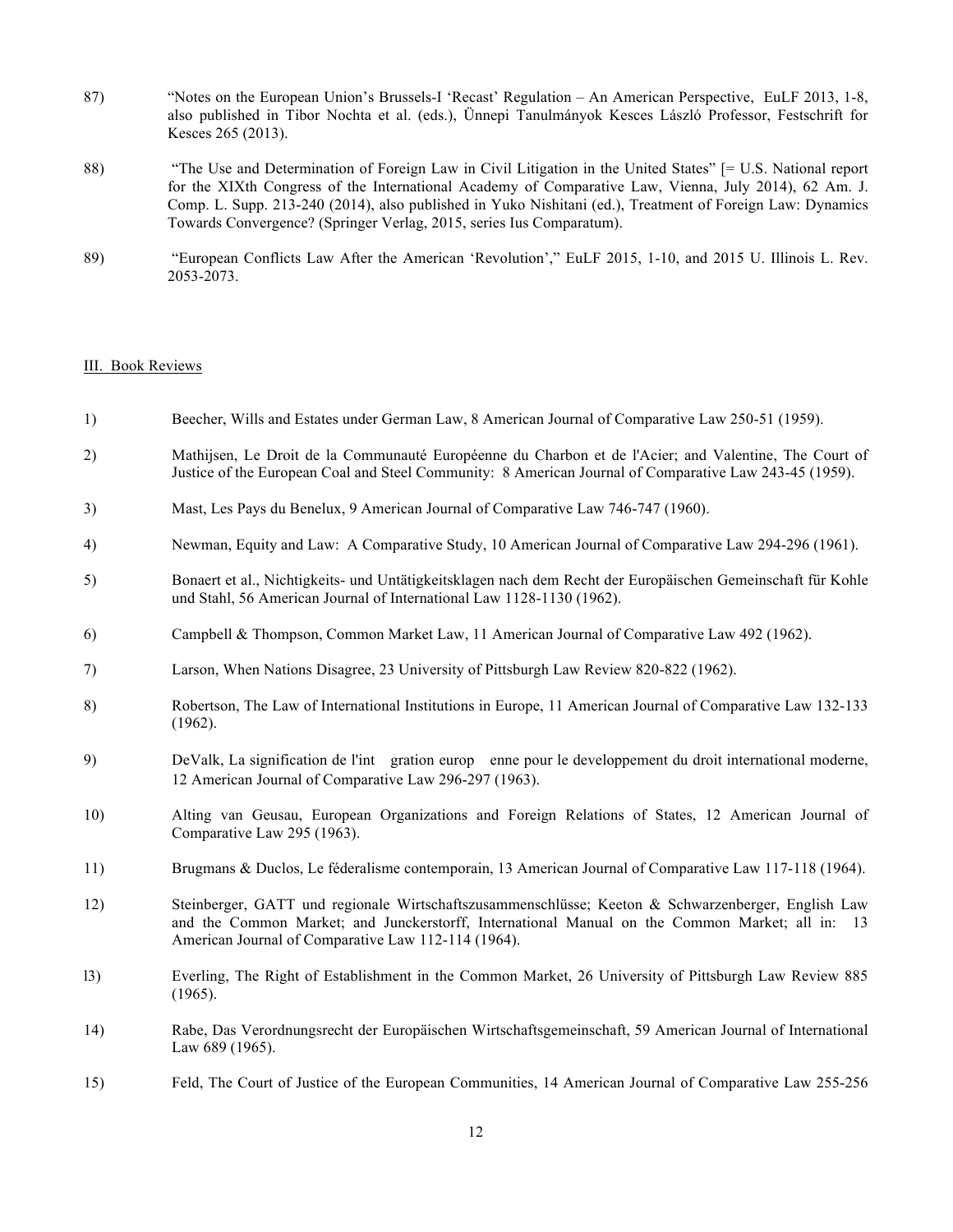87) “Notes on the European Union’s Brussels-I ‘Recast’ Regulation – An American Perspective, EuLF 2013, 1-8, also published in Tibor Nochta et al. (eds.), Ünnepi Tanulmányok Kesces László Professor, Festschrift for Kesces 265 (2013).

88) “The Use and Determination of Foreign Law in Civil Litigation in the United States” [= U.S. National report for the XIXth Congress of the International Academy of Comparative Law, Vienna, July 2014), 62 Am. J. Comp. L. Supp. 213-240 (2014), also published in Yuko Nishitani (ed.), Treatment of Foreign Law: Dynamics Towards Convergence? (Springer Verlag, 2015, series Ius Comparatum).

89) “European Conflicts Law After the American ‘Revolution’,” EuLF 2015, 1-10, and 2015 U. Illinois L. Rev. 2053-2073.

III. Book Reviews

1) Beecher, Wills and Estates under German Law, 8 American Journal of Comparative Law 250-51 (1959).

2) Mathijsen, Le Droit de la Communauté Européenne du Charbon et de l'Acier; and Valentine, The Court of Justice of the European Coal and Steel Community: 8 American Journal of Comparative Law 243-45 (1959).

3) Mast, Les Pays du Benelux, 9 American Journal of Comparative Law 746-747 (1960).

4) Newman, Equity and Law: A Comparative Study, 10 American Journal of Comparative Law 294-296 (1961).

5) Bonaert et al., Nichtigkeits- und Untätigkeitsklagen nach dem Recht der Europäischen Gemeinschaft für Kohle und Stahl, 56 American Journal of International Law 1128-1130 (1962).

6) Campbell & Thompson, Common Market Law, 11 American Journal of Comparative Law 492 (1962).

7) Larson, When Nations Disagree, 23 University of Pittsburgh Law Review 820-822 (1962).

8) Robertson, The Law of International Institutions in Europe, 11 American Journal of Comparative Law 132-133 (1962).

9) DeValk, La signification de l'int gration europ enne pour le developpement du droit international moderne, 12 American Journal of Comparative Law 296-297 (1963).

10) Alting van Geusau, European Organizations and Foreign Relations of States, 12 American Journal of Comparative Law 295 (1963).

11) Brugmans & Duclos, Le féderalisme contemporain, 13 American Journal of Comparative Law 117-118 (1964).

12) Steinberger, GATT und regionale Wirtschaftszusammenschlüsse; Keeton & Schwarzenberger, English Law and the Common Market; and Junckerstorff, International Manual on the Common Market; all in: 13 American Journal of Comparative Law 112-114 (1964).

l3) Everling, The Right of Establishment in the Common Market, 26 University of Pittsburgh Law Review 885 (1965).

14) Rabe, Das Verordnungsrecht der Europäischen Wirtschaftsgemeinschaft, 59 American Journal of International Law 689 (1965).

15) Feld, The Court of Justice of the European Communities, 14 American Journal of Comparative Law 255-256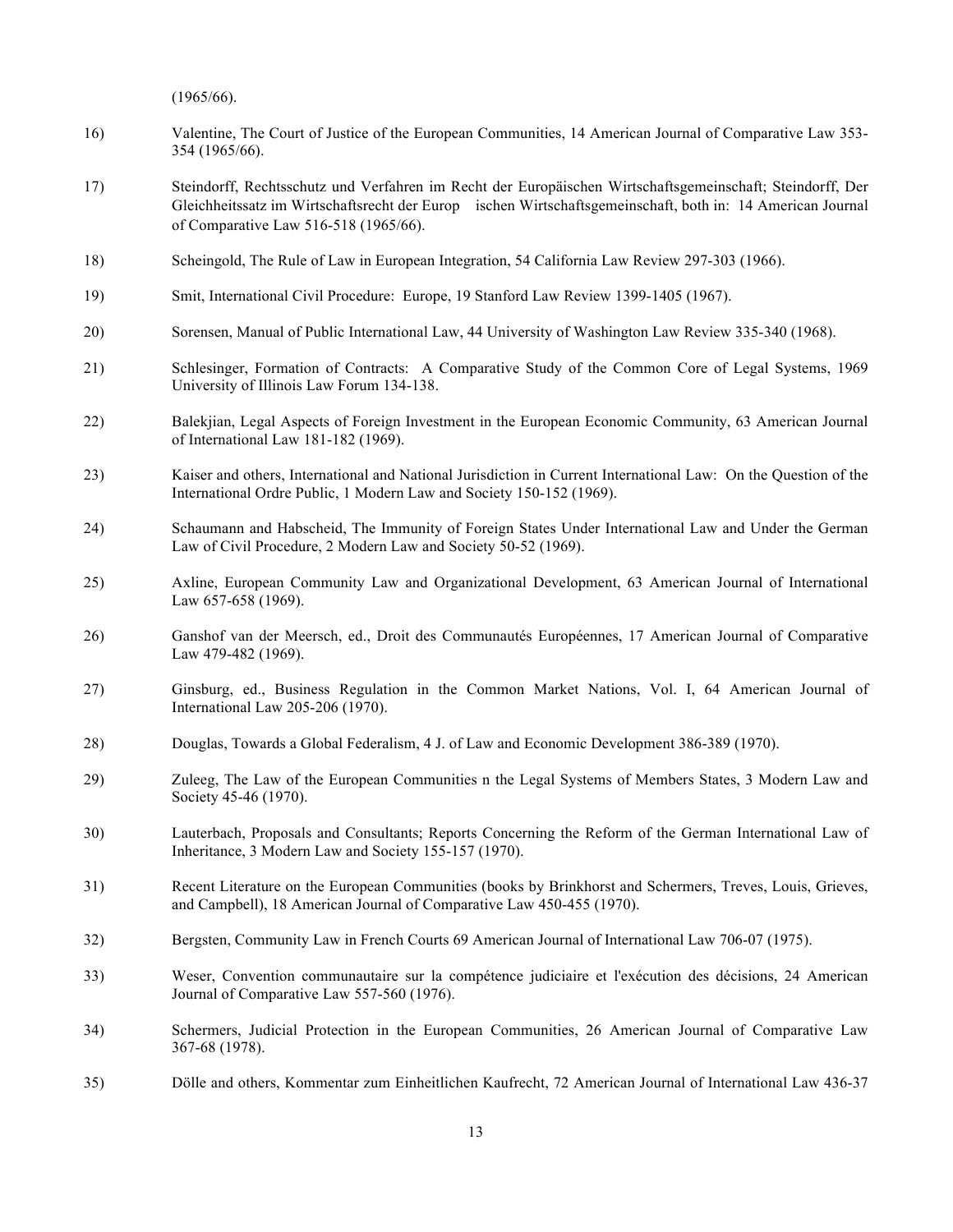(1965/66).

16) Valentine, The Court of Justice of the European Communities, 14 American Journal of Comparative Law 353-354 (1965/66).

17) Steindorff, Rechtsschutz und Verfahren im Recht der Europäischen Wirtschaftsgemeinschaft; Steindorff, Der Gleichheitssatz im Wirtschaftsrecht der Europ ischen Wirtschaftsgemeinschaft, both in: 14 American Journal of Comparative Law 516-518 (1965/66).

18) Scheingold, The Rule of Law in European Integration, 54 California Law Review 297-303 (1966).

19) Smit, International Civil Procedure: Europe, 19 Stanford Law Review 1399-1405 (1967).

20) Sorensen, Manual of Public International Law, 44 University of Washington Law Review 335-340 (1968).

21) Schlesinger, Formation of Contracts: A Comparative Study of the Common Core of Legal Systems, 1969 University of Illinois Law Forum 134-138.

22) Balekjian, Legal Aspects of Foreign Investment in the European Economic Community, 63 American Journal of International Law 181-182 (1969).

23) Kaiser and others, International and National Jurisdiction in Current International Law: On the Question of the International Ordre Public, 1 Modern Law and Society 150-152 (1969).

24) Schaumann and Habscheid, The Immunity of Foreign States Under International Law and Under the German Law of Civil Procedure, 2 Modern Law and Society 50-52 (1969).

25) Axline, European Community Law and Organizational Development, 63 American Journal of International Law 657-658 (1969).

26) Ganshof van der Meersch, ed., Droit des Communautés Européennes, 17 American Journal of Comparative Law 479-482 (1969).

27) Ginsburg, ed., Business Regulation in the Common Market Nations, Vol. I, 64 American Journal of International Law 205-206 (1970).

28) Douglas, Towards a Global Federalism, 4 J. of Law and Economic Development 386-389 (1970).

29) Zuleeg, The Law of the European Communities n the Legal Systems of Members States, 3 Modern Law and Society 45-46 (1970).

30) Lauterbach, Proposals and Consultants; Reports Concerning the Reform of the German International Law of Inheritance, 3 Modern Law and Society 155-157 (1970).

31) Recent Literature on the European Communities (books by Brinkhorst and Schermers, Treves, Louis, Grieves, and Campbell), 18 American Journal of Comparative Law 450-455 (1970).

32) Bergsten, Community Law in French Courts 69 American Journal of International Law 706-07 (1975).

33) Weser, Convention communautaire sur la compétence judiciaire et l'exécution des décisions, 24 American Journal of Comparative Law 557-560 (1976).

34) Schermers, Judicial Protection in the European Communities, 26 American Journal of Comparative Law 367-68 (1978).

35) Dölle and others, Kommentar zum Einheitlichen Kaufrecht, 72 American Journal of International Law 436-37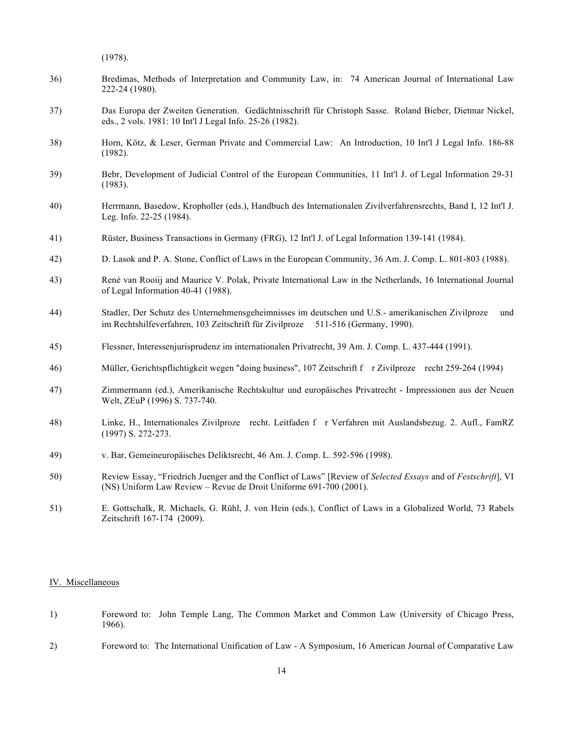(1978).

36) Bredimas, Methods of Interpretation and Community Law, in: 74 American Journal of International Law 222-24 (1980).

37) Das Europa der Zweiten Generation. Gedächtnisschrift für Christoph Sasse. Roland Bieber, Dietmar Nickel, eds., 2 vols. 1981: 10 Int'l J Legal Info. 25-26 (1982).

38) Horn, Kötz, & Leser, German Private and Commercial Law: An Introduction, 10 Int'l J Legal Info. 186-88 (1982).

39) Bebr, Development of Judicial Control of the European Communities, 11 Int'l J. of Legal Information 29-31 (1983).

40) Herrmann, Basedow, Kropholler (eds.), Handbuch des Internationalen Zivilverfahrensrechts, Band I, 12 Int'l J. Leg. Info. 22-25 (1984).

41) Rüster, Business Transactions in Germany (FRG), 12 Int'l J. of Legal Information 139-141 (1984).

42) D. Lasok and P. A. Stone, Conflict of Laws in the European Community, 36 Am. J. Comp. L. 801-803 (1988).

43) René van Rooiij and Maurice V. Polak, Private International Law in the Netherlands, 16 International Journal of Legal Information 40-41 (1988).

44) Stadler, Der Schutz des Unternehmensgeheimnisses im deutschen und U.S.- amerikanischen Zivilproze und im Rechtshilfeverfahren, 103 Zeitschrift für Zivilproze 511-516 (Germany, 1990).

45) Flessner, Interessenjurisprudenz im internationalen Privatrecht, 39 Am. J. Comp. L. 437-444 (1991).

46) Müller, Gerichtspflichtigkeit wegen "doing business", 107 Zeitschrift f r Zivilproze recht 259-264 (1994)

47) Zimmermann (ed.), Amerikanische Rechtskultur und europäisches Privatrecht - Impressionen aus der Neuen Welt, ZEuP (1996) S. 737-740.

48) Linke, H., Internationales Zivilproze recht. Leitfaden f r Verfahren mit Auslandsbezug. 2. Aufl., FamRZ (1997) S. 272-273.

49) v. Bar, Gemeineuropäisches Deliktsrecht, 46 Am. J. Comp. L. 592-596 (1998).

50) Review Essay, "Friedrich Juenger and the Conflict of Laws" [Review of *Selected Essays* and of *Festschrift*], VI (NS) Uniform Law Review – Revue de Droit Uniforme 691-700 (2001).

51) E. Gottschalk, R. Michaels, G. Rühl, J. von Hein (eds.), Conflict of Laws in a Globalized World, 73 Rabels Zeitschrift 167-174 (2009).

## IV. Miscellaneous

1) Foreword to: John Temple Lang, The Common Market and Common Law (University of Chicago Press, 1966).

2) Foreword to: The International Unification of Law - A Symposium, 16 American Journal of Comparative Law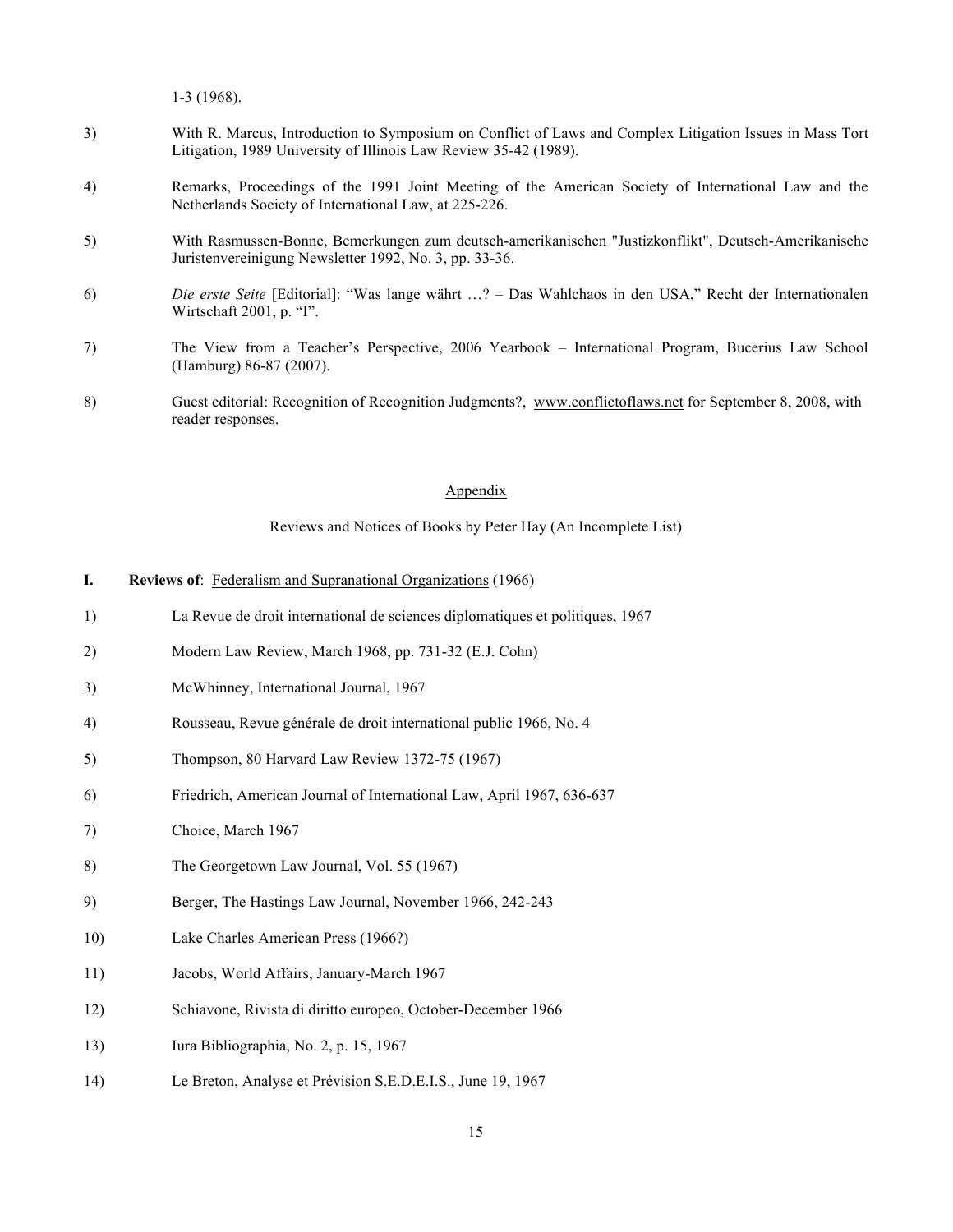1-3 (1968).

3) With R. Marcus, Introduction to Symposium on Conflict of Laws and Complex Litigation Issues in Mass Tort Litigation, 1989 University of Illinois Law Review 35-42 (1989).

4) Remarks, Proceedings of the 1991 Joint Meeting of the American Society of International Law and the Netherlands Society of International Law, at 225-226.

5) With Rasmussen-Bonne, Bemerkungen zum deutsch-amerikanischen "Justizkonflikt", Deutsch-Amerikanische Juristenvereinigung Newsletter 1992, No. 3, pp. 33-36.

6) *Die erste Seite* [Editorial]: "Was lange währt …? – Das Wahlchaos in den USA," Recht der Internationalen Wirtschaft 2001, p. "I".

7) The View from a Teacher's Perspective, 2006 Yearbook – International Program, Bucerius Law School (Hamburg) 86-87 (2007).

8) Guest editorial: Recognition of Recognition Judgments?, www.conflictoflaws.net for September 8, 2008, with reader responses.

## Appendix

Reviews and Notices of Books by Peter Hay (An Incomplete List)

**I. Reviews of**: Federalism and Supranational Organizations (1966)

1) La Revue de droit international de sciences diplomatiques et politiques, 1967

2) Modern Law Review, March 1968, pp. 731-32 (E.J. Cohn)

3) McWhinney, International Journal, 1967

4) Rousseau, Revue générale de droit international public 1966, No. 4

5) Thompson, 80 Harvard Law Review 1372-75 (1967)

6) Friedrich, American Journal of International Law, April 1967, 636-637

7) Choice, March 1967

8) The Georgetown Law Journal, Vol. 55 (1967)

9) Berger, The Hastings Law Journal, November 1966, 242-243

10) Lake Charles American Press (1966?)

11) Jacobs, World Affairs, January-March 1967

12) Schiavone, Rivista di diritto europeo, October-December 1966

13) Iura Bibliographia, No. 2, p. 15, 1967

14) Le Breton, Analyse et Prévision S.E.D.E.I.S., June 19, 1967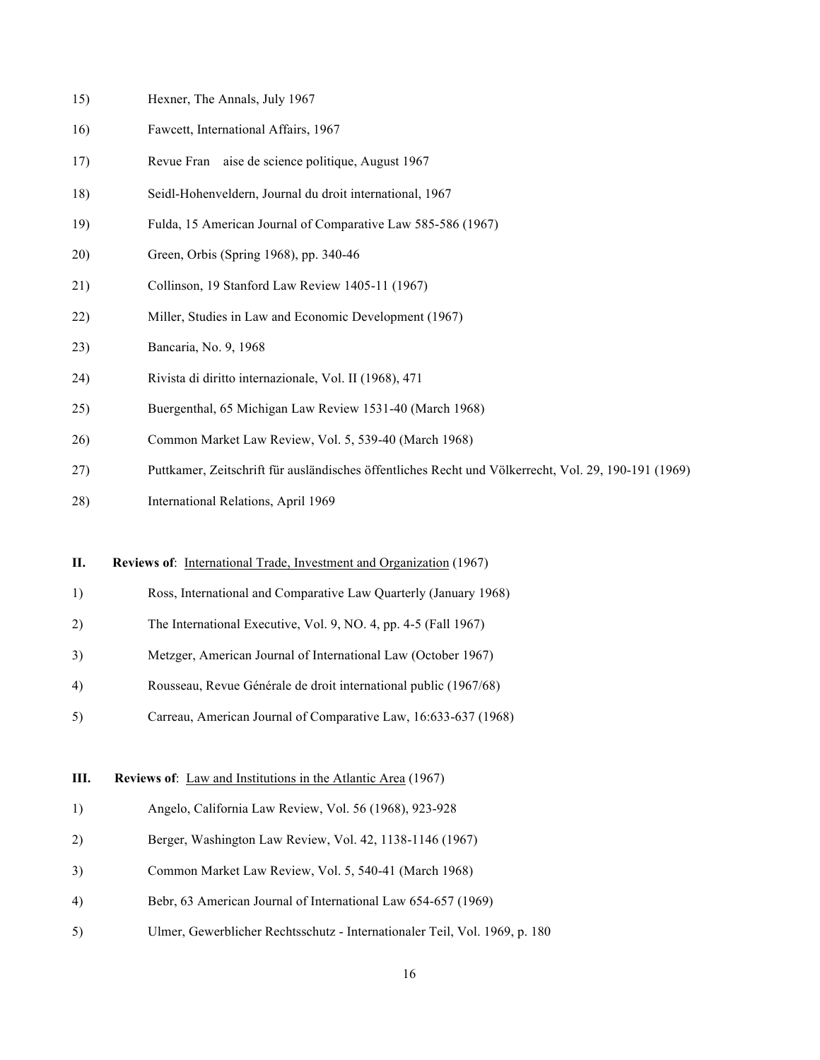15) Hexner, The Annals, July 1967

16) Fawcett, International Affairs, 1967

17) Revue Fran aise de science politique, August 1967

18) Seidl-Hohenveldern, Journal du droit international, 1967

19) Fulda, 15 American Journal of Comparative Law 585-586 (1967)

20) Green, Orbis (Spring 1968), pp. 340-46

21) Collinson, 19 Stanford Law Review 1405-11 (1967)

22) Miller, Studies in Law and Economic Development (1967)

23) Bancaria, No. 9, 1968

24) Rivista di diritto internazionale, Vol. II (1968), 471

25) Buergenthal, 65 Michigan Law Review 1531-40 (March 1968)

26) Common Market Law Review, Vol. 5, 539-40 (March 1968)

27) Puttkamer, Zeitschrift für ausländisches öffentliches Recht und Völkerrecht, Vol. 29, 190-191 (1969)

28) International Relations, April 1969

**II. Reviews of**: International Trade, Investment and Organization (1967)

1) Ross, International and Comparative Law Quarterly (January 1968)

2) The International Executive, Vol. 9, NO. 4, pp. 4-5 (Fall 1967)

3) Metzger, American Journal of International Law (October 1967)

4) Rousseau, Revue Générale de droit international public (1967/68)

5) Carreau, American Journal of Comparative Law, 16:633-637 (1968)

**III. Reviews of**: Law and Institutions in the Atlantic Area (1967)

1) Angelo, California Law Review, Vol. 56 (1968), 923-928

2) Berger, Washington Law Review, Vol. 42, 1138-1146 (1967)

3) Common Market Law Review, Vol. 5, 540-41 (March 1968)

4) Bebr, 63 American Journal of International Law 654-657 (1969)

5) Ulmer, Gewerblicher Rechtsschutz - Internationaler Teil, Vol. 1969, p. 180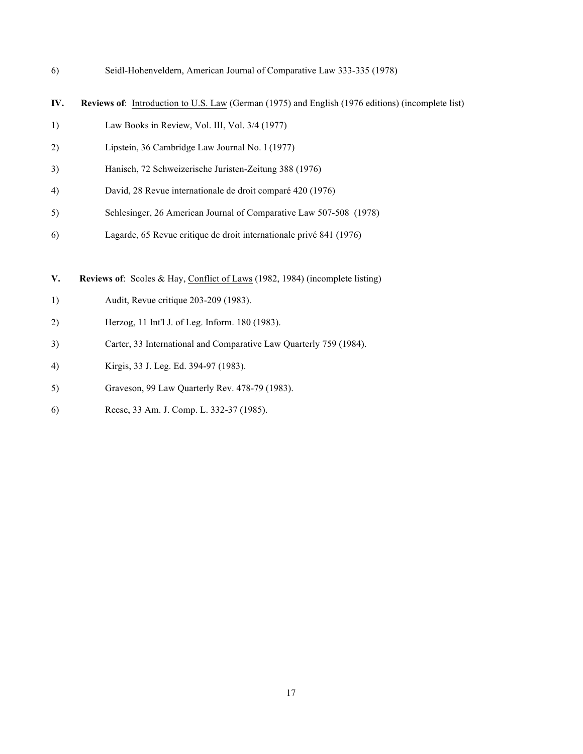6) Seidl-Hohenveldern, American Journal of Comparative Law 333-335 (1978)

**IV. Reviews of**: Introduction to U.S. Law (German (1975) and English (1976 editions) (incomplete list)

1) Law Books in Review, Vol. III, Vol. 3/4 (1977)

2) Lipstein, 36 Cambridge Law Journal No. I (1977)

3) Hanisch, 72 Schweizerische Juristen-Zeitung 388 (1976)

4) David, 28 Revue internationale de droit comparé 420 (1976)

5) Schlesinger, 26 American Journal of Comparative Law 507-508 (1978)

6) Lagarde, 65 Revue critique de droit internationale privé 841 (1976)

**V. Reviews of**: Scoles & Hay, Conflict of Laws (1982, 1984) (incomplete listing)

1) Audit, Revue critique 203-209 (1983).

2) Herzog, 11 Int'l J. of Leg. Inform. 180 (1983).

3) Carter, 33 International and Comparative Law Quarterly 759 (1984).

4) Kirgis, 33 J. Leg. Ed. 394-97 (1983).

5) Graveson, 99 Law Quarterly Rev. 478-79 (1983).

6) Reese, 33 Am. J. Comp. L. 332-37 (1985).